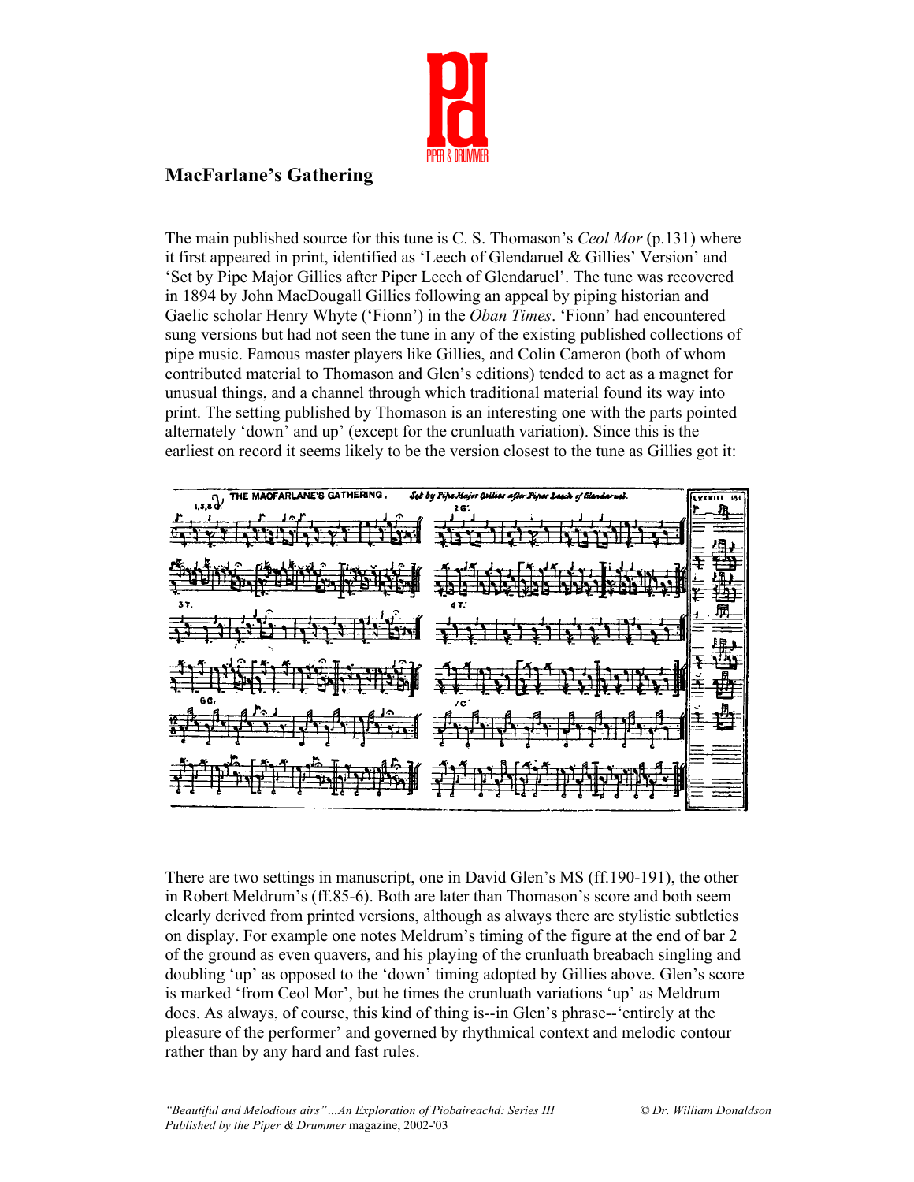## MacFarlane's Gathering

The main published source for this tune is C. S. Thomason's *Ceol Mor* (p.131) where it first appeared in print, identified as 'Leech of Glendaruel & Gillies' Version' and 'Set by Pipe Major Gillies after Piper Leech of Glendaruel'. The tune was recovered in 1894 by John MacDougall Gillies following an appeal by piping historian and Gaelic scholar Henry Whyte ('Fionn') in the *Oban Times*. 'Fionn' had encountered sung versions but had not seen the tune in any of the existing published collections of pipe music. Famous master players like Gillies, and Colin Cameron (both of whom contributed material to Thomason and Glen's editions) tended to act as a magnet for unusual things, and a channel through which traditional material found its way into print. The setting published by Thomason is an interesting one with the parts pointed alternately 'down' and up' (except for the crunluath variation). Since this is the earliest on record it seems likely to be the version closest to the tune as Gillies got it:

There are two settings in manuscript, one in David Glen's MS (ff.190-191), the other in Robert Meldrum's (ff.85-6). Both are later than Thomason's score and both seem clearly derived from printed versions, although as always there are stylistic subtleties on display. For example one notes Meldrum's timing of the figure at the end of bar 2 of the ground as even quavers, and his playing of the crunluath breabach singling and doubling 'up' as opposed to the 'down' timing adopted by Gillies above. Glen's score is marked 'from Ceol Mor', but he times the crunluath variations 'up' as Meldrum does. As always, of course, this kind of thing is--in Glen's phrase--'entirely at the pleasure of the performer' and governed by rhythmical context and melodic contour rather than by any hard and fast rules.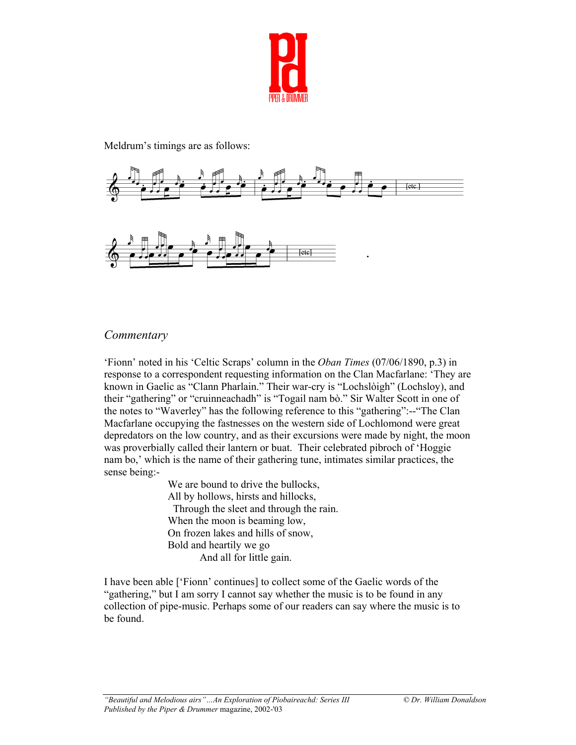Meldrum's timings are as follows:

## *Commentary*

'Fionn' noted in his 'Celtic Scraps' column in the *Oban Times* (07/06/1890, p.3) in response to a correspondent requesting information on the Clan Macfarlane: 'They are known in Gaelic as "Clann Pharlain." Their war-cry is "Lochslòigh" (Lochsloy), and their "gathering" or "cruinneachadh" is "Togail nam bò." Sir Walter Scott in one of the notes to "Waverley" has the following reference to this "gathering":--"The Clan Macfarlane occupying the fastnesses on the western side of Lochlomond were great depredators on the low country, and as their excursions were made by night, the moon was proverbially called their lantern or buat. Their celebrated pibroch of 'Hoggie nam bo,' which is the name of their gathering tune, intimates similar practices, the sense being:-

> We are bound to drive the bullocks,
> All by hollows, hirsts and hillocks,
> Through the sleet and through the rain.
> When the moon is beaming low,
> On frozen lakes and hills of snow,
> Bold and heartily we go
> And all for little gain.

I have been able ['Fionn' continues] to collect some of the Gaelic words of the "gathering," but I am sorry I cannot say whether the music is to be found in any collection of pipe-music. Perhaps some of our readers can say where the music is to be found.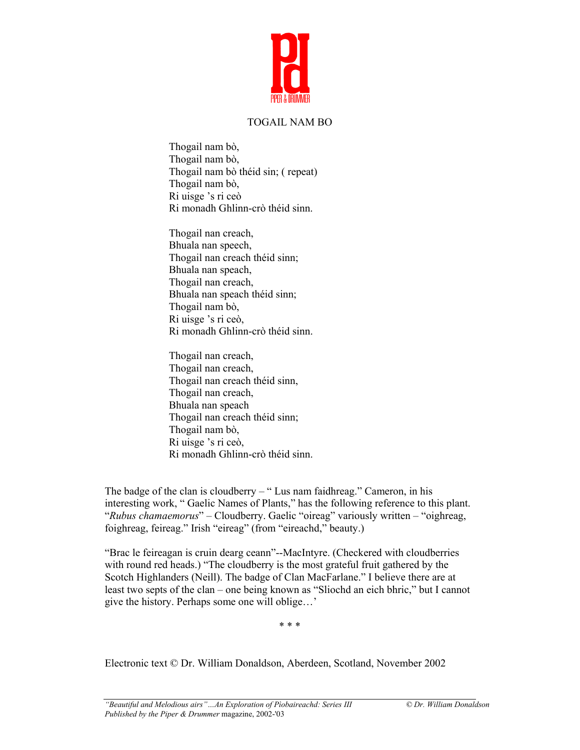TOGAIL NAM BO

Thogail nam bò,
Thogail nam bò,
Thogail nam bò théid sin; ( repeat)
Thogail nam bò,
Ri uisge 's ri ceò
Ri monadh Ghlinn-crò théid sinn.

Thogail nan creach,
Bhuala nan speech,
Thogail nan creach théid sinn;
Bhuala nan speach,
Thogail nan creach,
Bhuala nan speach théid sinn;
Thogail nam bò,
Ri uisge 's ri ceò,
Ri monadh Ghlinn-crò théid sinn.

Thogail nan creach,
Thogail nan creach,
Thogail nan creach théid sinn,
Thogail nan creach,
Bhuala nan speach
Thogail nan creach théid sinn;
Thogail nam bò,
Ri uisge 's ri ceò,
Ri monadh Ghlinn-crò théid sinn.

The badge of the clan is cloudberry – " Lus nam faidhreag." Cameron, in his interesting work, " Gaelic Names of Plants," has the following reference to this plant. "*Rubus chamaemorus*" – Cloudberry. Gaelic "oireag" variously written – "oighreag, foighreag, feireag." Irish "eireag" (from "eireachd," beauty.)

"Brac le feireagan is cruin dearg ceann"--MacIntyre. (Checkered with cloudberries with round red heads.) "The cloudberry is the most grateful fruit gathered by the Scotch Highlanders (Neill). The badge of Clan MacFarlane." I believe there are at least two septs of the clan – one being known as "Sliochd an eich bhric," but I cannot give the history. Perhaps some one will oblige…'

\* \* \*

Electronic text © Dr. William Donaldson, Aberdeen, Scotland, November 2002